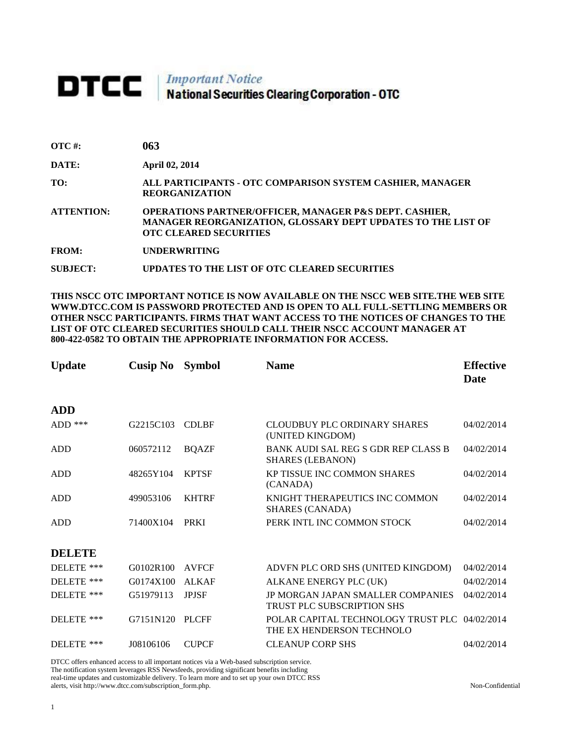# DTCC | *Important Notice* National Securities Clearing Corporation - OTC

**OTC #:** **063**

**DATE:** **April 02, 2014**

**TO:** **ALL PARTICIPANTS - OTC COMPARISON SYSTEM CASHIER, MANAGER REORGANIZATION**

**ATTENTION:** **OPERATIONS PARTNER/OFFICER, MANAGER P&S DEPT. CASHIER, MANAGER REORGANIZATION, GLOSSARY DEPT UPDATES TO THE LIST OF OTC CLEARED SECURITIES**

**FROM:** **UNDERWRITING**

**SUBJECT:** **UPDATES TO THE LIST OF OTC CLEARED SECURITIES**

**THIS NSCC OTC IMPORTANT NOTICE IS NOW AVAILABLE ON THE NSCC WEB SITE.THE WEB SITE WWW.DTCC.COM IS PASSWORD PROTECTED AND IS OPEN TO ALL FULL-SETTLING MEMBERS OR OTHER NSCC PARTICIPANTS. FIRMS THAT WANT ACCESS TO THE NOTICES OF CHANGES TO THE LIST OF OTC CLEARED SECURITIES SHOULD CALL THEIR NSCC ACCOUNT MANAGER AT 800-422-0582 TO OBTAIN THE APPROPRIATE INFORMATION FOR ACCESS.**

| Update | Cusip No | Symbol | Name | Effective Date |
|---|---|---|---|---|
| **ADD** | | | | |
| ADD *** | G2215C103 | CDLBF | CLOUDBUY PLC ORDINARY SHARES (UNITED KINGDOM) | 04/02/2014 |
| ADD | 060572112 | BQAZF | BANK AUDI SAL REG S GDR REP CLASS B SHARES (LEBANON) | 04/02/2014 |
| ADD | 48265Y104 | KPTSF | KP TISSUE INC COMMON SHARES (CANADA) | 04/02/2014 |
| ADD | 499053106 | KHTRF | KNIGHT THERAPEUTICS INC COMMON SHARES (CANADA) | 04/02/2014 |
| ADD | 71400X104 | PRKI | PERK INTL INC COMMON STOCK | 04/02/2014 |
| **DELETE** | | | | |
| DELETE *** | G0102R100 | AVFCF | ADVFN PLC ORD SHS (UNITED KINGDOM) | 04/02/2014 |
| DELETE *** | G0174X100 | ALKAF | ALKANE ENERGY PLC (UK) | 04/02/2014 |
| DELETE *** | G51979113 | JPJSF | JP MORGAN JAPAN SMALLER COMPANIES TRUST PLC SUBSCRIPTION SHS | 04/02/2014 |
| DELETE *** | G7151N120 | PLCFF | POLAR CAPITAL TECHNOLOGY TRUST PLC THE EX HENDERSON TECHNOLO | 04/02/2014 |
| DELETE *** | J08106106 | CUPCF | CLEANUP CORP SHS | 04/02/2014 |

DTCC offers enhanced access to all important notices via a Web-based subscription service. The notification system leverages RSS Newsfeeds, providing significant benefits including real-time updates and customizable delivery. To learn more and to set up your own DTCC RSS alerts, visit http://www.dtcc.com/subscription_form.php.

Non-Confidential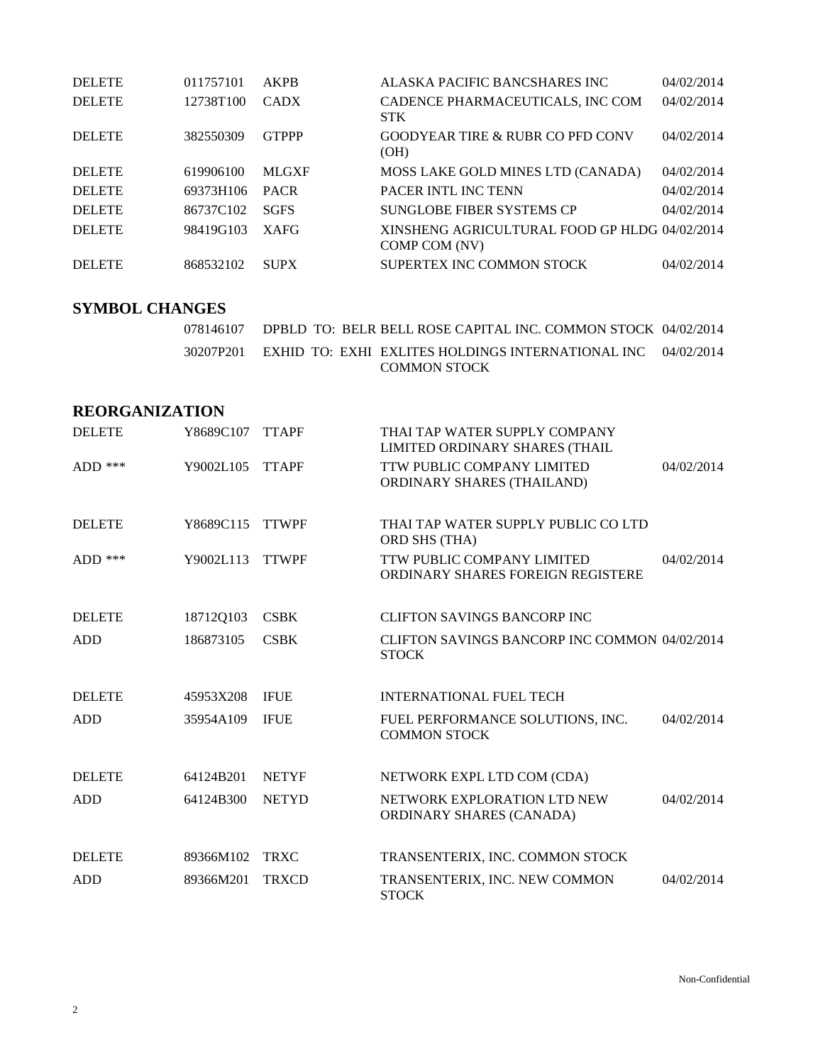| | | | | |
|---|---|---|---|---|
| DELETE | 011757101 | AKPB | ALASKA PACIFIC BANCSHARES INC | 04/02/2014 |
| DELETE | 12738T100 | CADX | CADENCE PHARMACEUTICALS, INC COM STK | 04/02/2014 |
| DELETE | 382550309 | GTPPP | GOODYEAR TIRE & RUBR CO PFD CONV (OH) | 04/02/2014 |
| DELETE | 619906100 | MLGXF | MOSS LAKE GOLD MINES LTD (CANADA) | 04/02/2014 |
| DELETE | 69373H106 | PACR | PACER INTL INC TENN | 04/02/2014 |
| DELETE | 86737C102 | SGFS | SUNGLOBE FIBER SYSTEMS CP | 04/02/2014 |
| DELETE | 98419G103 | XAFG | XINSHENG AGRICULTURAL FOOD GP HLDG COMP COM (NV) | 04/02/2014 |
| DELETE | 868532102 | SUPX | SUPERTEX INC COMMON STOCK | 04/02/2014 |

## SYMBOL CHANGES

| | | |
|---|---|---|
| 078146107 | DPBLD TO: BELR BELL ROSE CAPITAL INC. COMMON STOCK | 04/02/2014 |
| 30207P201 | EXHID TO: EXHI EXLITES HOLDINGS INTERNATIONAL INC COMMON STOCK | 04/02/2014 |

## REORGANIZATION

| | | | | |
|---|---|---|---|---|
| DELETE | Y8689C107 | TTAPF | THAI TAP WATER SUPPLY COMPANY LIMITED ORDINARY SHARES (THAIL | |
| ADD *** | Y9002L105 | TTAPF | TTW PUBLIC COMPANY LIMITED ORDINARY SHARES (THAILAND) | 04/02/2014 |
| DELETE | Y8689C115 | TTWPF | THAI TAP WATER SUPPLY PUBLIC CO LTD ORD SHS (THA) | |
| ADD *** | Y9002L113 | TTWPF | TTW PUBLIC COMPANY LIMITED ORDINARY SHARES FOREIGN REGISTERE | 04/02/2014 |
| DELETE | 18712Q103 | CSBK | CLIFTON SAVINGS BANCORP INC | |
| ADD | 186873105 | CSBK | CLIFTON SAVINGS BANCORP INC COMMON STOCK | 04/02/2014 |
| DELETE | 45953X208 | IFUE | INTERNATIONAL FUEL TECH | |
| ADD | 35954A109 | IFUE | FUEL PERFORMANCE SOLUTIONS, INC. COMMON STOCK | 04/02/2014 |
| DELETE | 64124B201 | NETYF | NETWORK EXPL LTD COM (CDA) | |
| ADD | 64124B300 | NETYD | NETWORK EXPLORATION LTD NEW ORDINARY SHARES (CANADA) | 04/02/2014 |
| DELETE | 89366M102 | TRXC | TRANSENTERIX, INC. COMMON STOCK | |
| ADD | 89366M201 | TRXCD | TRANSENTERIX, INC. NEW COMMON STOCK | 04/02/2014 |

Non-Confidential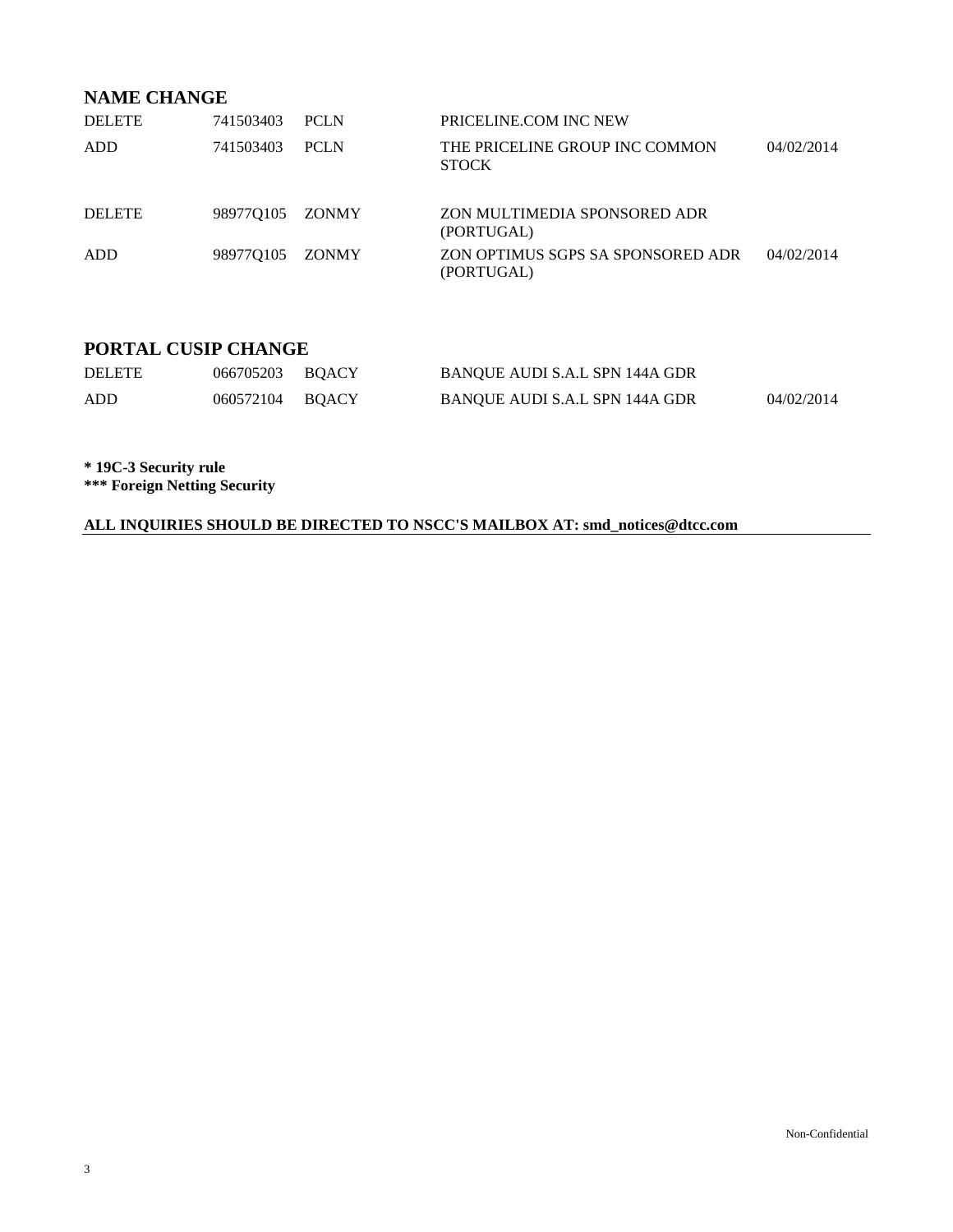## NAME CHANGE

| | | | | |
|---|---|---|---|---|
| DELETE | 741503403 | PCLN | PRICELINE.COM INC NEW | |
| ADD | 741503403 | PCLN | THE PRICELINE GROUP INC COMMON STOCK | 04/02/2014 |
| DELETE | 98977Q105 | ZONMY | ZON MULTIMEDIA SPONSORED ADR (PORTUGAL) | |
| ADD | 98977Q105 | ZONMY | ZON OPTIMUS SGPS SA SPONSORED ADR (PORTUGAL) | 04/02/2014 |

## PORTAL CUSIP CHANGE

| | | | | |
|---|---|---|---|---|
| DELETE | 066705203 | BQACY | BANQUE AUDI S.A.L SPN 144A GDR | |
| ADD | 060572104 | BQACY | BANQUE AUDI S.A.L SPN 144A GDR | 04/02/2014 |

**\* 19C-3 Security rule**
**\*\*\* Foreign Netting Security**

**ALL INQUIRIES SHOULD BE DIRECTED TO NSCC'S MAILBOX AT: smd_notices@dtcc.com**

Non-Confidential